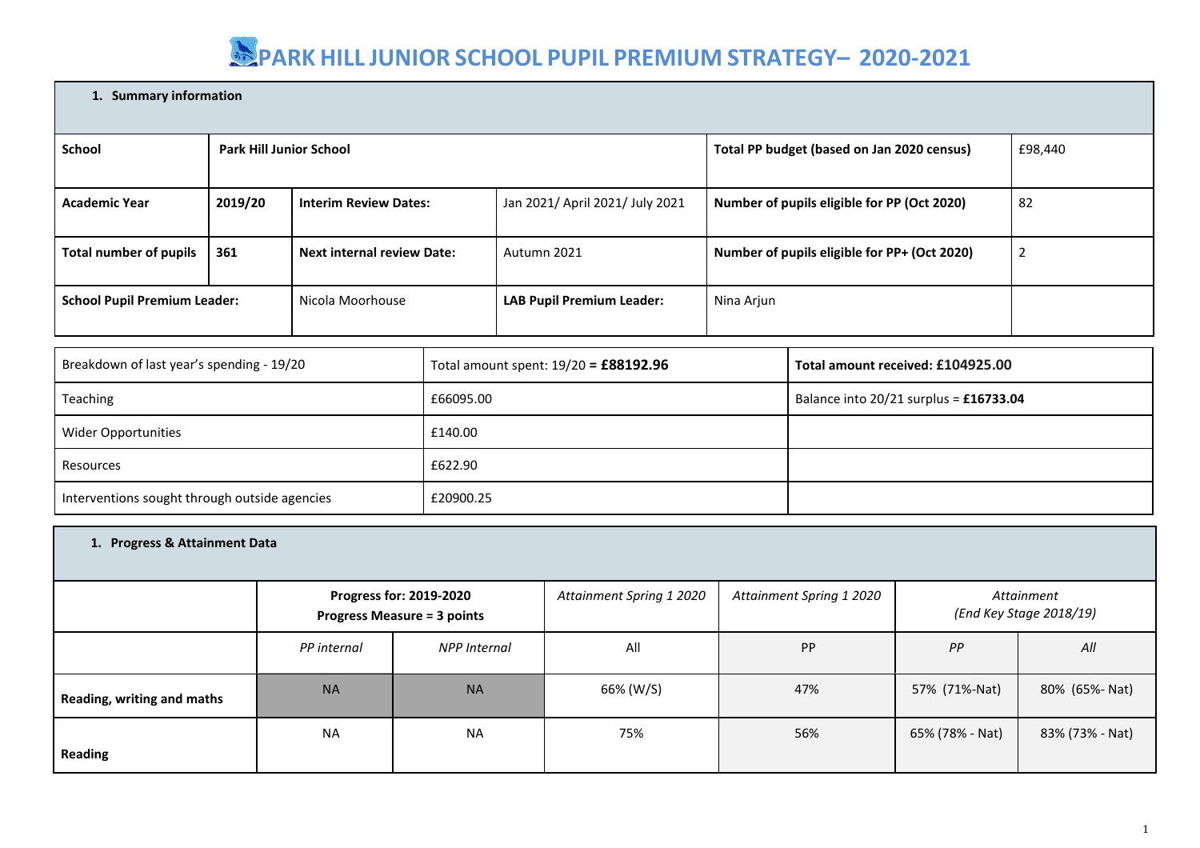# PARK HILL JUNIOR SCHOOL PUPIL PREMIUM STRATEGY– 2020-2021

| 1. **Summary information** | | | | | |
|---|---|---|---|---|---|
| **School** | **Park Hill Junior School** | | | **Total PP budget (based on Jan 2020 census)** | £98,440 |
| **Academic Year** | **2019/20** | **Interim Review Dates:** | Jan 2021/ April 2021/ July 2021 | **Number of pupils eligible for PP (Oct 2020)** | 82 |
| **Total number of pupils** | **361** | **Next internal review Date:** | Autumn 2021 | **Number of pupils eligible for PP+ (Oct 2020)** | 2 |
| **School Pupil Premium Leader:** | | Nicola Moorhouse | **LAB Pupil Premium Leader:** | Nina Arjun | |

| Breakdown of last year's spending - 19/20 | Total amount spent: 19/20 = **£88192.96** | **Total amount received: £104925.00** |
|---|---|---|
| Teaching | £66095.00 | Balance into 20/21 surplus = **£16733.04** |
| Wider Opportunities | £140.00 | |
| Resources | £622.90 | |
| Interventions sought through outside agencies | £20900.25 | |

| 1. **Progress & Attainment Data** | | | | | | |
|---|---|---|---|---|---|---|
| | **Progress for: 2019-2020** **Progress Measure = 3 points** | | *Attainment Spring 1 2020* | *Attainment Spring 1 2020* | *Attainment (End Key Stage 2018/19)* | |
| | *PP internal* | *NPP Internal* | All | PP | *PP* | *All* |
| **Reading, writing and maths** | NA | NA | 66% (W/S) | 47% | 57% (71%-Nat) | 80% (65%- Nat) |
| **Reading** | NA | NA | 75% | 56% | 65% (78% - Nat) | 83% (73% - Nat) |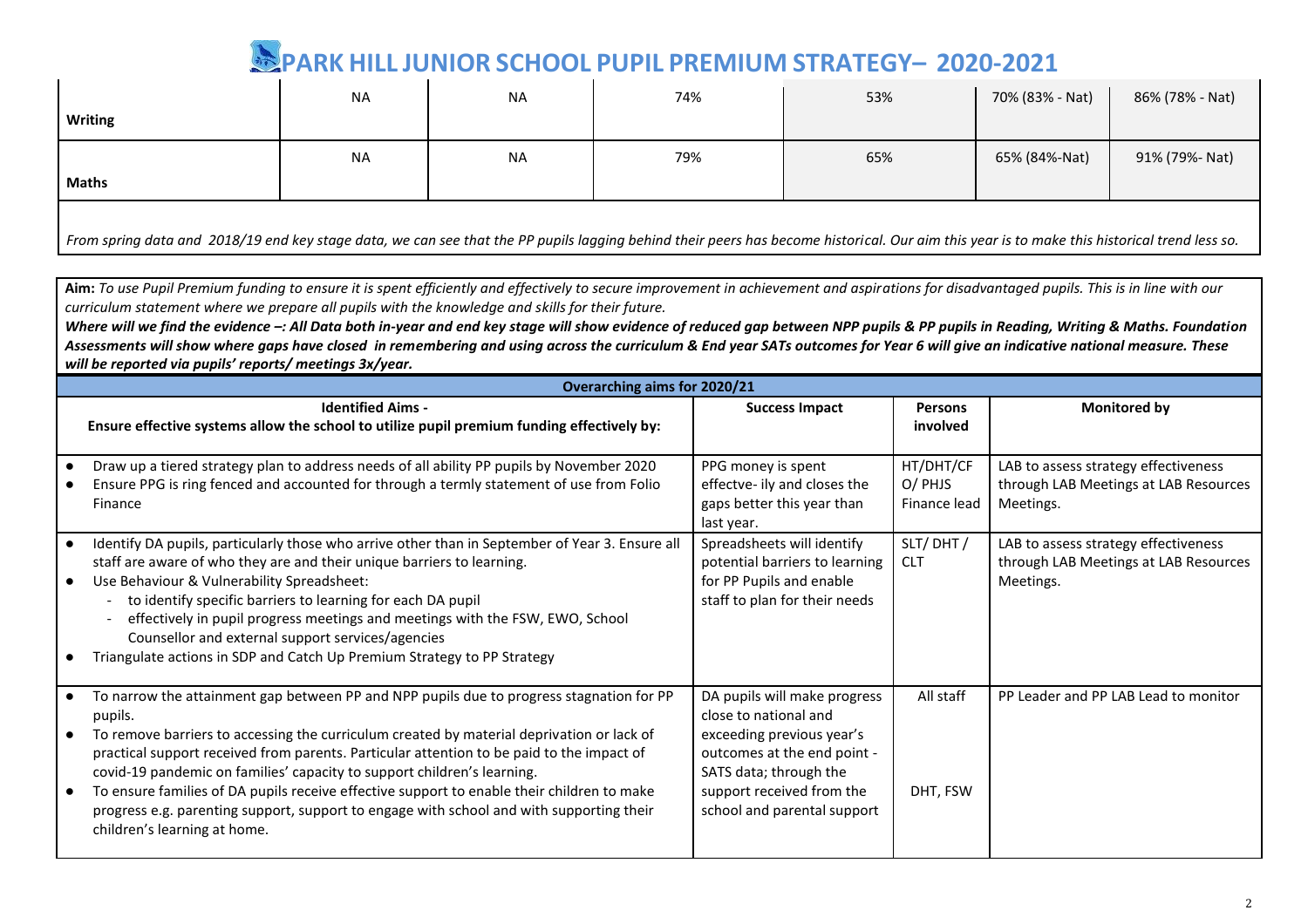# PARK HILL JUNIOR SCHOOL PUPIL PREMIUM STRATEGY– 2020-2021

| | | | | | | |
|---|---|---|---|---|---|---|
| **Writing** | NA | NA | 74% | 53% | 70% (83% - Nat) | 86% (78% - Nat) |
| **Maths** | NA | NA | 79% | 65% | 65% (84%-Nat) | 91% (79%- Nat) |

*From spring data and 2018/19 end key stage data, we can see that the PP pupils lagging behind their peers has become historical. Our aim this year is to make this historical trend less so.*

**Aim:** *To use Pupil Premium funding to ensure it is spent efficiently and effectively to secure improvement in achievement and aspirations for disadvantaged pupils. This is in line with our curriculum statement where we prepare all pupils with the knowledge and skills for their future.*

***Where will we find the evidence –: All Data both in-year and end key stage will show evidence of reduced gap between NPP pupils & PP pupils in Reading, Writing & Maths. Foundation Assessments will show where gaps have closed in remembering and using across the curriculum & End year SATs outcomes for Year 6 will give an indicative national measure. These will be reported via pupils' reports/ meetings 3x/year.***

| **Overarching aims for 2020/21** | | | |
|---|---|---|---|
| **Identified Aims -**<br>**Ensure effective systems allow the school to utilize pupil premium funding effectively by:** | **Success Impact** | **Persons involved** | **Monitored by** |
| • Draw up a tiered strategy plan to address needs of all ability PP pupils by November 2020<br>• Ensure PPG is ring fenced and accounted for through a termly statement of use from Folio Finance | PPG money is spent effectve- ily and closes the gaps better this year than last year. | HT/DHT/CFO/ PHJS Finance lead | LAB to assess strategy effectiveness through LAB Meetings at LAB Resources Meetings. |
| • Identify DA pupils, particularly those who arrive other than in September of Year 3. Ensure all staff are aware of who they are and their unique barriers to learning.<br>• Use Behaviour & Vulnerability Spreadsheet:<br>- to identify specific barriers to learning for each DA pupil<br>- effectively in pupil progress meetings and meetings with the FSW, EWO, School Counsellor and external support services/agencies<br>• Triangulate actions in SDP and Catch Up Premium Strategy to PP Strategy | Spreadsheets will identify potential barriers to learning for PP Pupils and enable staff to plan for their needs | SLT/ DHT / CLT | LAB to assess strategy effectiveness through LAB Meetings at LAB Resources Meetings. |
| • To narrow the attainment gap between PP and NPP pupils due to progress stagnation for PP pupils.<br>• To remove barriers to accessing the curriculum created by material deprivation or lack of practical support received from parents. Particular attention to be paid to the impact of covid-19 pandemic on families' capacity to support children's learning.<br>• To ensure families of DA pupils receive effective support to enable their children to make progress e.g. parenting support, support to engage with school and with supporting their children's learning at home. | DA pupils will make progress close to national and exceeding previous year's outcomes at the end point - SATS data; through the support received from the school and parental support | All staff<br><br>DHT, FSW | PP Leader and PP LAB Lead to monitor |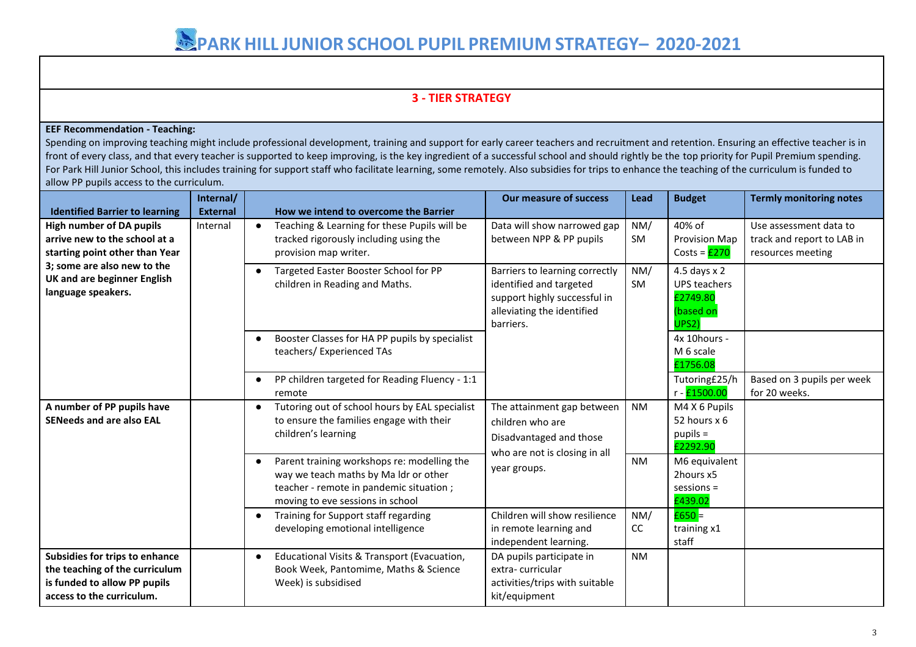# PARK HILL JUNIOR SCHOOL PUPIL PREMIUM STRATEGY– 2020-2021

## 3 - TIER STRATEGY

**EEF Recommendation - Teaching:**
Spending on improving teaching might include professional development, training and support for early career teachers and recruitment and retention. Ensuring an effective teacher is in front of every class, and that every teacher is supported to keep improving, is the key ingredient of a successful school and should rightly be the top priority for Pupil Premium spending. For Park Hill Junior School, this includes training for support staff who facilitate learning, some remotely. Also subsidies for trips to enhance the teaching of the curriculum is funded to allow PP pupils access to the curriculum.

| Identified Barrier to learning | Internal/ External | How we intend to overcome the Barrier | Our measure of success | Lead | Budget | Termly monitoring notes |
|---|---|---|---|---|---|---|
| **High number of DA pupils arrive new to the school at a starting point other than Year 3; some are also new to the UK and are beginner English language speakers.** | Internal | • Teaching & Learning for these Pupils will be tracked rigorously including using the provision map writer. | Data will show narrowed gap between NPP & PP pupils | NM/ SM | 40% of Provision Map Costs = £270 | Use assessment data to track and report to LAB in resources meeting |
| | | • Targeted Easter Booster School for PP children in Reading and Maths. | Barriers to learning correctly identified and targeted support highly successful in alleviating the identified barriers. | NM/ SM | 4.5 days x 2 UPS teachers £2749.80 (based on UPS2) | |
| | | • Booster Classes for HA PP pupils by specialist teachers/ Experienced TAs | | | 4x 10hours - M 6 scale £1756.08 | |
| | | • PP children targeted for Reading Fluency - 1:1 remote | | | Tutoring£25/hr - £1500.00 | Based on 3 pupils per week for 20 weeks. |
| **A number of PP pupils have SENeeds and are also EAL** | | • Tutoring out of school hours by EAL specialist to ensure the families engage with their children's learning | The attainment gap between children who are Disadvantaged and those who are not is closing in all year groups. | NM | M4 X 6 Pupils 52 hours x 6 pupils = £2292.90 | |
| | | • Parent training workshops re: modelling the way we teach maths by Ma ldr or other teacher - remote in pandemic situation ; moving to eve sessions in school | | NM | M6 equivalent 2hours x5 sessions = £439.02 | |
| | | • Training for Support staff regarding developing emotional intelligence | Children will show resilience in remote learning and independent learning. | NM/ CC | £650 = training x1 staff | |
| **Subsidies for trips to enhance the teaching of the curriculum is funded to allow PP pupils access to the curriculum.** | | • Educational Visits & Transport (Evacuation, Book Week, Pantomime, Maths & Science Week) is subsidised | DA pupils participate in extra- curricular activities/trips with suitable kit/equipment | NM | | |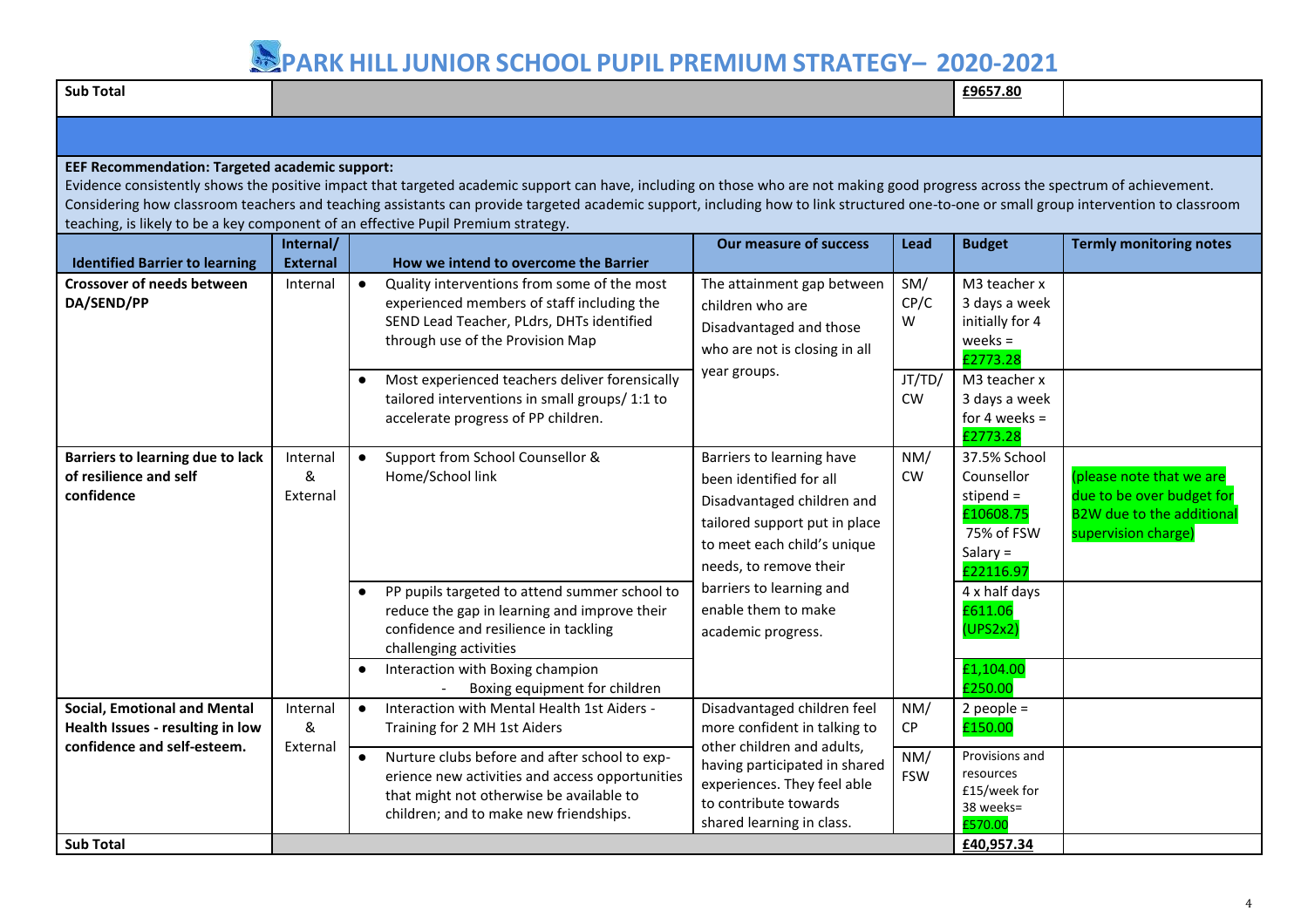# PARK HILL JUNIOR SCHOOL PUPIL PREMIUM STRATEGY– 2020-2021

| Sub Total | | | | | £9657.80 | |
|---|---|---|---|---|---|---|

**EEF Recommendation: Targeted academic support:**
Evidence consistently shows the positive impact that targeted academic support can have, including on those who are not making good progress across the spectrum of achievement. Considering how classroom teachers and teaching assistants can provide targeted academic support, including how to link structured one-to-one or small group intervention to classroom teaching, is likely to be a key component of an effective Pupil Premium strategy.

| Identified Barrier to learning | Internal/ External | How we intend to overcome the Barrier | Our measure of success | Lead | Budget | Termly monitoring notes |
|---|---|---|---|---|---|---|
| **Crossover of needs between DA/SEND/PP** | Internal | • Quality interventions from some of the most experienced members of staff including the SEND Lead Teacher, PLdrs, DHTs identified through use of the Provision Map | The attainment gap between children who are Disadvantaged and those who are not is closing in all year groups. | SM/ CP/CW | M3 teacher x 3 days a week initially for 4 weeks = £2773.28 | |
| | | • Most experienced teachers deliver forensically tailored interventions in small groups/ 1:1 to accelerate progress of PP children. | | JT/TD/ CW | M3 teacher x 3 days a week for 4 weeks = £2773.28 | |
| **Barriers to learning due to lack of resilience and self confidence** | Internal & External | • Support from School Counsellor & Home/School link | Barriers to learning have been identified for all Disadvantaged children and tailored support put in place to meet each child's unique needs, to remove their barriers to learning and enable them to make academic progress. | NM/ CW | 37.5% School Counsellor stipend = £10608.75<br>75% of FSW Salary = £22116.97 | (please note that we are due to be over budget for B2W due to the additional supervision charge) |
| | | • PP pupils targeted to attend summer school to reduce the gap in learning and improve their confidence and resilience in tackling challenging activities | | | 4 x half days £611.06 (UPS2x2) | |
| | | • Interaction with Boxing champion<br>- Boxing equipment for children | | | £1,104.00<br>£250.00 | |
| **Social, Emotional and Mental Health Issues - resulting in low confidence and self-esteem.** | Internal & External | • Interaction with Mental Health 1st Aiders - Training for 2 MH 1st Aiders | Disadvantaged children feel more confident in talking to other children and adults, having participated in shared experiences. They feel able to contribute towards shared learning in class. | NM/ CP | 2 people = £150.00 | |
| | | • Nurture clubs before and after school to experience new activities and access opportunities that might not otherwise be available to children; and to make new friendships. | | NM/ FSW | Provisions and resources £15/week for 38 weeks= £570.00 | |
| **Sub Total** | | | | | **£40,957.34** | |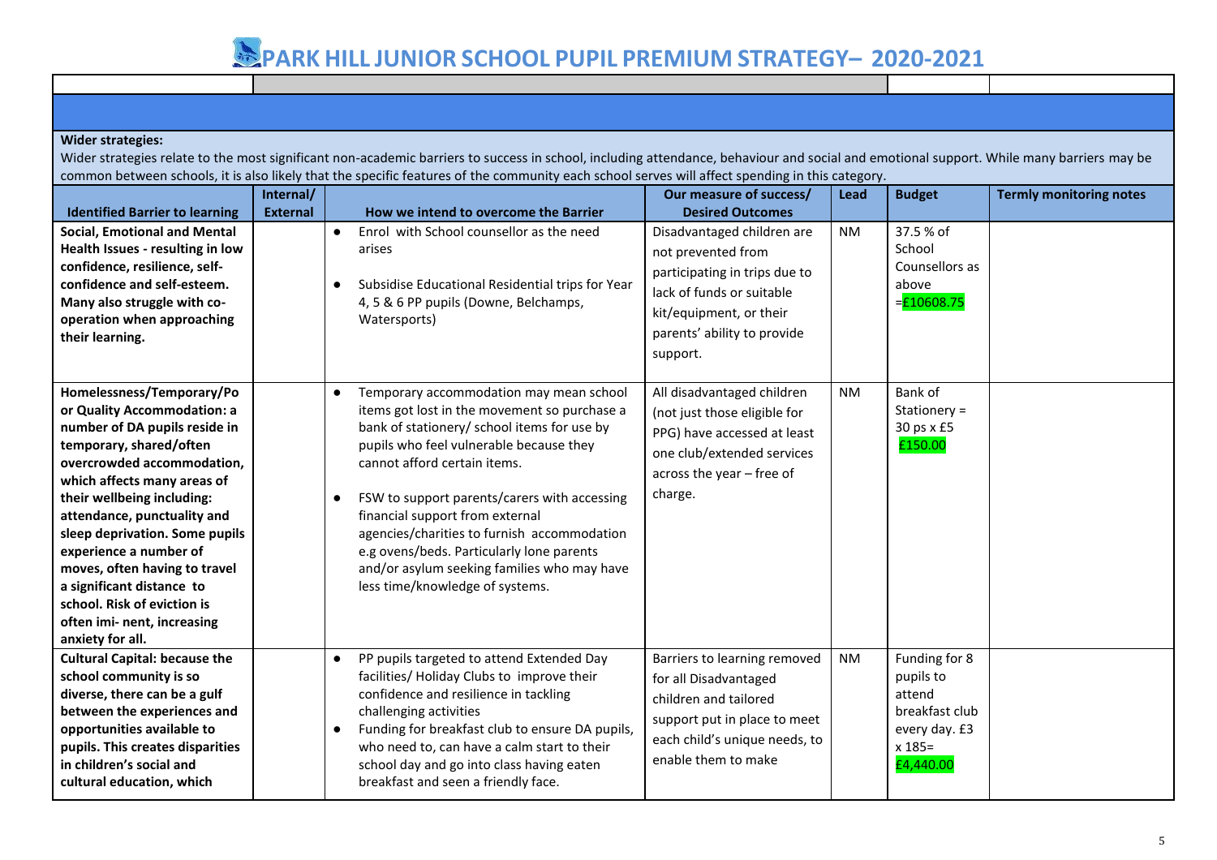# PARK HILL JUNIOR SCHOOL PUPIL PREMIUM STRATEGY– 2020-2021

**Wider strategies:**

Wider strategies relate to the most significant non-academic barriers to success in school, including attendance, behaviour and social and emotional support. While many barriers may be common between schools, it is also likely that the specific features of the community each school serves will affect spending in this category.

| Identified Barrier to learning | Internal/ External | How we intend to overcome the Barrier | Our measure of success/ Desired Outcomes | Lead | Budget | Termly monitoring notes |
|---|---|---|---|---|---|---|
| **Social, Emotional and Mental Health Issues - resulting in low confidence, resilience, self-confidence and self-esteem. Many also struggle with co-operation when approaching their learning.** | | • Enrol with School counsellor as the need arises<br>• Subsidise Educational Residential trips for Year 4, 5 & 6 PP pupils (Downe, Belchamps, Watersports) | Disadvantaged children are not prevented from participating in trips due to lack of funds or suitable kit/equipment, or their parents' ability to provide support. | NM | 37.5 % of School Counsellors as above =£10608.75 | |
| **Homelessness/Temporary/Poor Quality Accommodation: a number of DA pupils reside in temporary, shared/often overcrowded accommodation, which affects many areas of their wellbeing including: attendance, punctuality and sleep deprivation. Some pupils experience a number of moves, often having to travel a significant distance to school. Risk of eviction is often imi- nent, increasing anxiety for all.** | | • Temporary accommodation may mean school items got lost in the movement so purchase a bank of stationery/ school items for use by pupils who feel vulnerable because they cannot afford certain items.<br>• FSW to support parents/carers with accessing financial support from external agencies/charities to furnish accommodation e.g ovens/beds. Particularly lone parents and/or asylum seeking families who may have less time/knowledge of systems. | All disadvantaged children (not just those eligible for PPG) have accessed at least one club/extended services across the year – free of charge. | NM | Bank of Stationery = 30 ps x £5 £150.00 | |
| **Cultural Capital: because the school community is so diverse, there can be a gulf between the experiences and opportunities available to pupils. This creates disparities in children's social and cultural education, which** | | • PP pupils targeted to attend Extended Day facilities/ Holiday Clubs to improve their confidence and resilience in tackling challenging activities<br>• Funding for breakfast club to ensure DA pupils, who need to, can have a calm start to their school day and go into class having eaten breakfast and seen a friendly face. | Barriers to learning removed for all Disadvantaged children and tailored support put in place to meet each child's unique needs, to enable them to make | NM | Funding for 8 pupils to attend breakfast club every day. £3 x 185= £4,440.00 | |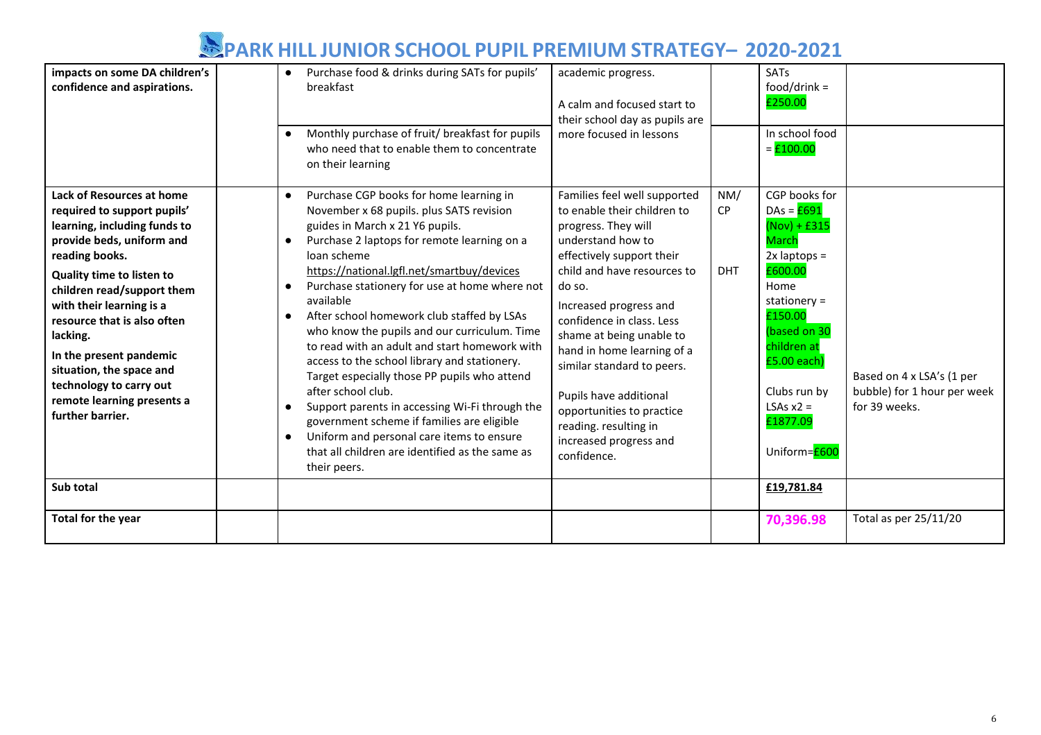# PARK HILL JUNIOR SCHOOL PUPIL PREMIUM STRATEGY– 2020-2021

| | | | | | | |
|---|---|---|---|---|---|---|
| **impacts on some DA children's confidence and aspirations.** | | • Purchase food & drinks during SATs for pupils' breakfast | academic progress.<br><br>A calm and focused start to their school day as pupils are more focused in lessons | | SATs food/drink = £250.00 | |
| | | • Monthly purchase of fruit/ breakfast for pupils who need that to enable them to concentrate on their learning | | | In school food = £100.00 | |
| **Lack of Resources at home required to support pupils' learning, including funds to provide beds, uniform and reading books.**<br><br>**Quality time to listen to children read/support them with their learning is a resource that is also often lacking.**<br><br>**In the present pandemic situation, the space and technology to carry out remote learning presents a further barrier.** | | • Purchase CGP books for home learning in November x 68 pupils. plus SATS revision guides in March x 21 Y6 pupils.<br>• Purchase 2 laptops for remote learning on a loan scheme https://national.lgfl.net/smartbuy/devices<br>• Purchase stationery for use at home where not available<br>• After school homework club staffed by LSAs who know the pupils and our curriculum. Time to read with an adult and start homework with access to the school library and stationery. Target especially those PP pupils who attend after school club.<br>• Support parents in accessing Wi-Fi through the government scheme if families are eligible<br>• Uniform and personal care items to ensure that all children are identified as the same as their peers. | Families feel well supported to enable their children to progress. They will understand how to effectively support their child and have resources to do so.<br><br>Increased progress and confidence in class. Less shame at being unable to hand in home learning of a similar standard to peers.<br><br>Pupils have additional opportunities to practice reading. resulting in increased progress and confidence. | NM/ CP<br><br>DHT | CGP books for DAs = £691 (Nov) + £315 March<br>2x laptops = £600.00<br>Home stationery = £150.00 (based on 30 children at £5.00 each)<br><br>Clubs run by LSAs x2 = £1877.09<br><br>Uniform=£600 | Based on 4 x LSA's (1 per bubble) for 1 hour per week for 39 weeks. |
| **Sub total** | | | | | **£19,781.84** | |
| **Total for the year** | | | | | **70,396.98** | Total as per 25/11/20 |